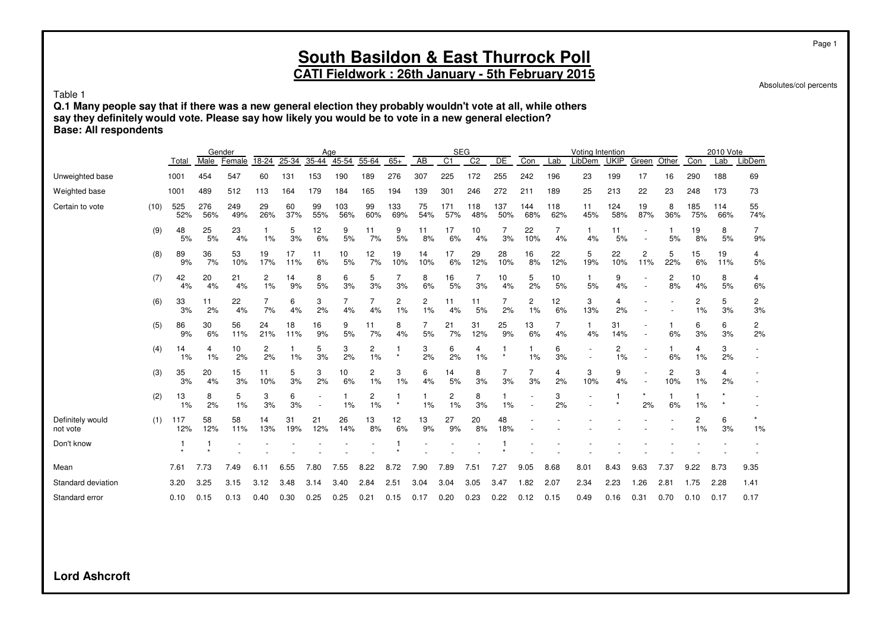# South Basildon & East Thurrock Poll

**CATI Fieldwork : 26th January - 5th February 2015**

Absolutes/col percents

Table 1

**Q.1 Many people say that if there was a new general election they probably wouldn't vote at all, while others say they definitely would vote. Please say how likely you would be to vote in a new general election?**
**Base: All respondents**

| | | | Gender | | Age | | | | | | SEG | | | | Voting Intention | | | | | | 2010 Vote | | |
|---|---|---|---|---|---|---|---|---|---|---|---|---|---|---|---|---|---|---|---|---|---|---|---|
| | | Total | Male | Female | 18-24 | 25-34 | 35-44 | 45-54 | 55-64 | 65+ | AB | C1 | C2 | DE | Con | Lab | LibDem | UKIP | Green | Other | Con | Lab | LibDem |
| Unweighted base | | 1001 | 454 | 547 | 60 | 131 | 153 | 190 | 189 | 276 | 307 | 225 | 172 | 255 | 242 | 196 | 23 | 199 | 17 | 16 | 290 | 188 | 69 |
| Weighted base | | 1001 | 489 | 512 | 113 | 164 | 179 | 184 | 165 | 194 | 139 | 301 | 246 | 272 | 211 | 189 | 25 | 213 | 22 | 23 | 248 | 173 | 73 |
| Certain to vote | (10) | 525 | 276 | 249 | 29 | 60 | 99 | 103 | 99 | 133 | 75 | 171 | 118 | 137 | 144 | 118 | 11 | 124 | 19 | 8 | 185 | 114 | 55 |
| | | 52% | 56% | 49% | 26% | 37% | 55% | 56% | 60% | 69% | 54% | 57% | 48% | 50% | 68% | 62% | 45% | 58% | 87% | 36% | 75% | 66% | 74% |
| | (9) | 48 | 25 | 23 | 1 | 5 | 12 | 9 | 11 | 9 | 11 | 17 | 10 | 7 | 22 | 7 | 1 | 11 | - | 1 | 19 | 8 | 7 |
| | | 5% | 5% | 4% | 1% | 3% | 6% | 5% | 7% | 5% | 8% | 6% | 4% | 3% | 10% | 4% | 4% | 5% | - | 5% | 8% | 5% | 9% |
| | (8) | 89 | 36 | 53 | 19 | 17 | 11 | 10 | 12 | 19 | 14 | 17 | 29 | 28 | 16 | 22 | 5 | 22 | 2 | 5 | 15 | 19 | 4 |
| | | 9% | 7% | 10% | 17% | 11% | 6% | 5% | 7% | 10% | 10% | 6% | 12% | 10% | 8% | 12% | 19% | 10% | 11% | 22% | 6% | 11% | 5% |
| | (7) | 42 | 20 | 21 | 2 | 14 | 8 | 6 | 5 | 7 | 8 | 16 | 7 | 10 | 5 | 10 | 1 | 9 | - | 2 | 10 | 8 | 4 |
| | | 4% | 4% | 4% | 1% | 9% | 5% | 3% | 3% | 3% | 6% | 5% | 3% | 4% | 2% | 5% | 5% | 4% | - | 8% | 4% | 5% | 6% |
| | (6) | 33 | 11 | 22 | 7 | 6 | 3 | 7 | 7 | 2 | 2 | 11 | 11 | 7 | 2 | 12 | 3 | 4 | - | - | 2 | 5 | 2 |
| | | 3% | 2% | 4% | 7% | 4% | 2% | 4% | 4% | 1% | 1% | 4% | 5% | 2% | 1% | 6% | 13% | 2% | - | - | 1% | 3% | 3% |
| | (5) | 86 | 30 | 56 | 24 | 18 | 16 | 9 | 11 | 8 | 7 | 21 | 31 | 25 | 13 | 7 | 1 | 31 | - | 1 | 6 | 6 | 2 |
| | | 9% | 6% | 11% | 21% | 11% | 9% | 5% | 7% | 4% | 5% | 7% | 12% | 9% | 6% | 4% | 4% | 14% | - | 6% | 3% | 3% | 2% |
| | (4) | 14 | 4 | 10 | 2 | 1 | 5 | 3 | 2 | 1 | 3 | 6 | 4 | 1 | 1 | 6 | - | 2 | - | 1 | 4 | 3 | - |
| | | 1% | 1% | 2% | 2% | 1% | 3% | 2% | 1% | * | 2% | 2% | 1% | * | 1% | 3% | - | 1% | - | 6% | 1% | 2% | - |
| | (3) | 35 | 20 | 15 | 11 | 5 | 3 | 10 | 2 | 3 | 6 | 14 | 8 | 7 | 7 | 4 | 3 | 9 | - | 2 | 3 | 4 | - |
| | | 3% | 4% | 3% | 10% | 3% | 2% | 6% | 1% | 1% | 4% | 5% | 3% | 3% | 3% | 2% | 10% | 4% | - | 10% | 1% | 2% | - |
| | (2) | 13 | 8 | 5 | 3 | 6 | - | 1 | 2 | 1 | 1 | 2 | 8 | 1 | - | 3 | - | 1 | * | 1 | 1 | * | - |
| | | 1% | 2% | 1% | 3% | 3% | - | 1% | 1% | * | 1% | 1% | 3% | 1% | - | 2% | - | * | 2% | 6% | 1% | * | - |
| Definitely would not vote | (1) | 117 | 58 | 58 | 14 | 31 | 21 | 26 | 13 | 12 | 13 | 27 | 20 | 48 | - | - | - | - | - | - | 2 | 6 | * |
| | | 12% | 12% | 11% | 13% | 19% | 12% | 14% | 8% | 6% | 9% | 9% | 8% | 18% | - | - | - | - | - | - | 1% | 3% | 1% |
| Don't know | | 1 | 1 | - | - | - | - | - | - | 1 | - | - | - | 1 | - | - | - | - | - | - | - | - | - |
| | | * | * | - | - | - | - | - | - | * | - | - | - | * | - | - | - | - | - | - | - | - | - |
| Mean | | 7.61 | 7.73 | 7.49 | 6.11 | 6.55 | 7.80 | 7.55 | 8.22 | 8.72 | 7.90 | 7.89 | 7.51 | 7.27 | 9.05 | 8.68 | 8.01 | 8.43 | 9.63 | 7.37 | 9.22 | 8.73 | 9.35 |
| Standard deviation | | 3.20 | 3.25 | 3.15 | 3.12 | 3.48 | 3.14 | 3.40 | 2.84 | 2.51 | 3.04 | 3.04 | 3.05 | 3.47 | 1.82 | 2.07 | 2.34 | 2.23 | 1.26 | 2.81 | 1.75 | 2.28 | 1.41 |
| Standard error | | 0.10 | 0.15 | 0.13 | 0.40 | 0.30 | 0.25 | 0.25 | 0.21 | 0.15 | 0.17 | 0.20 | 0.23 | 0.22 | 0.12 | 0.15 | 0.49 | 0.16 | 0.31 | 0.70 | 0.10 | 0.17 | 0.17 |

**Lord Ashcroft**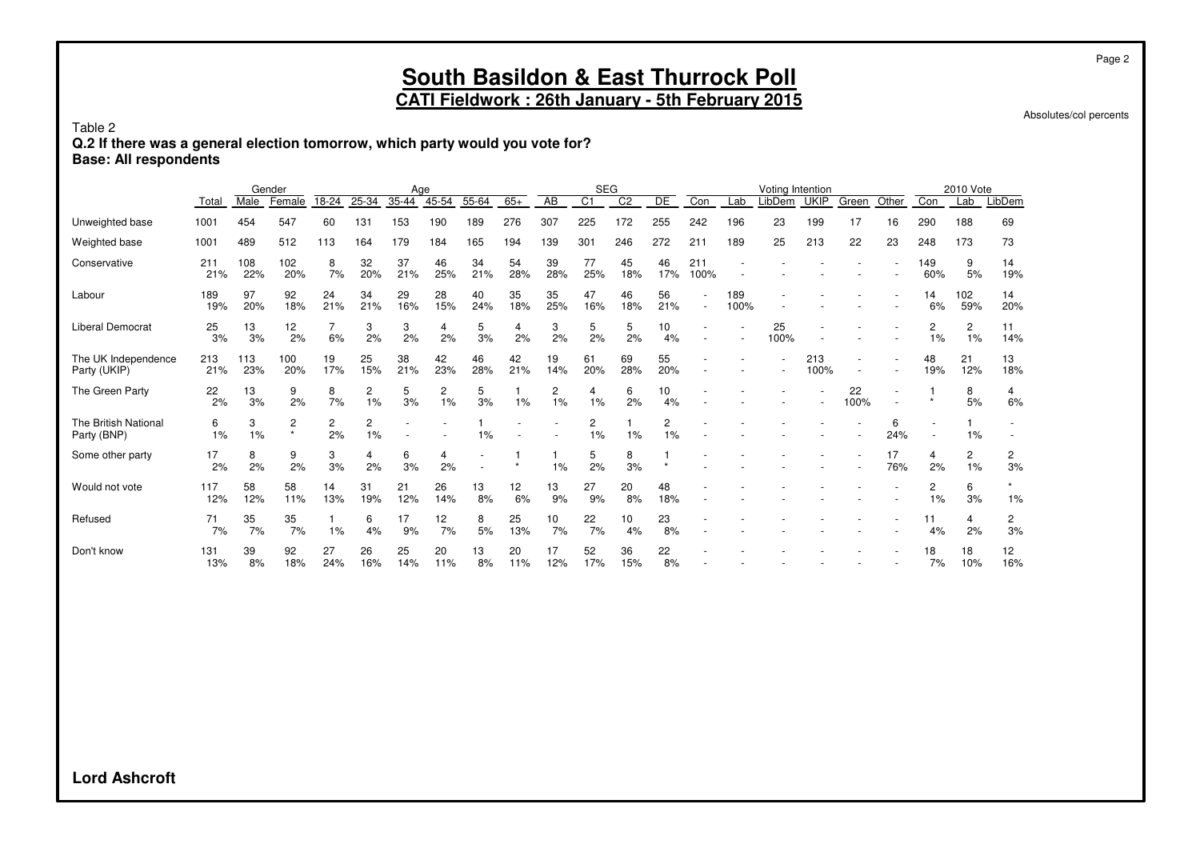# South Basildon & East Thurrock Poll

## CATI Fieldwork : 26th January - 5th February 2015

Absolutes/col percents

Table 2

**Q.2 If there was a general election tomorrow, which party would you vote for?**
**Base: All respondents**

| | | Gender | | Age | | | | | | SEG | | | | Voting Intention | | | | | | 2010 Vote | | |
|---|---|---|---|---|---|---|---|---|---|---|---|---|---|---|---|---|---|---|---|---|---|---|
| | Total | Male | Female | 18-24 | 25-34 | 35-44 | 45-54 | 55-64 | 65+ | AB | C1 | C2 | DE | Con | Lab | LibDem | UKIP | Green | Other | Con | Lab | LibDem |
| Unweighted base | 1001 | 454 | 547 | 60 | 131 | 153 | 190 | 189 | 276 | 307 | 225 | 172 | 255 | 242 | 196 | 23 | 199 | 17 | 16 | 290 | 188 | 69 |
| Weighted base | 1001 | 489 | 512 | 113 | 164 | 179 | 184 | 165 | 194 | 139 | 301 | 246 | 272 | 211 | 189 | 25 | 213 | 22 | 23 | 248 | 173 | 73 |
| Conservative | 211 | 108 | 102 | 8 | 32 | 37 | 46 | 34 | 54 | 39 | 77 | 45 | 46 | 211 | - | - | - | - | - | 149 | 9 | 14 |
| | 21% | 22% | 20% | 7% | 20% | 21% | 25% | 21% | 28% | 28% | 25% | 18% | 17% | 100% | - | - | - | - | - | 60% | 5% | 19% |
| Labour | 189 | 97 | 92 | 24 | 34 | 29 | 28 | 40 | 35 | 35 | 47 | 46 | 56 | - | 189 | - | - | - | - | 14 | 102 | 14 |
| | 19% | 20% | 18% | 21% | 21% | 16% | 15% | 24% | 18% | 25% | 16% | 18% | 21% | - | 100% | - | - | - | - | 6% | 59% | 20% |
| Liberal Democrat | 25 | 13 | 12 | 7 | 3 | 3 | 4 | 5 | 4 | 3 | 5 | 5 | 10 | - | - | 25 | - | - | - | 2 | 2 | 11 |
| | 3% | 3% | 2% | 6% | 2% | 2% | 2% | 3% | 2% | 2% | 2% | 2% | 4% | - | - | 100% | - | - | - | 1% | 1% | 14% |
| The UK Independence Party (UKIP) | 213 | 113 | 100 | 19 | 25 | 38 | 42 | 46 | 42 | 19 | 61 | 69 | 55 | - | - | - | 213 | - | - | 48 | 21 | 13 |
| | 21% | 23% | 20% | 17% | 15% | 21% | 23% | 28% | 21% | 14% | 20% | 28% | 20% | - | - | - | 100% | - | - | 19% | 12% | 18% |
| The Green Party | 22 | 13 | 9 | 8 | 2 | 5 | 2 | 5 | 1 | 2 | 4 | 6 | 10 | - | - | - | - | 22 | - | 1 | 8 | 4 |
| | 2% | 3% | 2% | 7% | 1% | 3% | 1% | 3% | 1% | 1% | 1% | 2% | 4% | - | - | - | - | 100% | - | * | 5% | 6% |
| The British National Party (BNP) | 6 | 3 | 2 | 2 | 2 | - | - | 1 | - | - | 2 | 1 | 2 | - | - | - | - | - | 6 | - | 1 | - |
| | 1% | 1% | * | 2% | 1% | - | - | 1% | - | - | 1% | 1% | 1% | - | - | - | - | - | 24% | - | 1% | - |
| Some other party | 17 | 8 | 9 | 3 | 4 | 6 | 4 | - | 1 | 1 | 5 | 8 | 1 | - | - | - | - | - | 17 | 4 | 2 | 2 |
| | 2% | 2% | 2% | 3% | 2% | 3% | 2% | - | * | 1% | 2% | 3% | * | - | - | - | - | - | 76% | 2% | 1% | 3% |
| Would not vote | 117 | 58 | 58 | 14 | 31 | 21 | 26 | 13 | 12 | 13 | 27 | 20 | 48 | - | - | - | - | - | - | 2 | 6 | * |
| | 12% | 12% | 11% | 13% | 19% | 12% | 14% | 8% | 6% | 9% | 9% | 8% | 18% | - | - | - | - | - | - | 1% | 3% | 1% |
| Refused | 71 | 35 | 35 | 1 | 6 | 17 | 12 | 8 | 25 | 10 | 22 | 10 | 23 | - | - | - | - | - | - | 11 | 4 | 2 |
| | 7% | 7% | 7% | 1% | 4% | 9% | 7% | 5% | 13% | 7% | 7% | 4% | 8% | - | - | - | - | - | - | 4% | 2% | 3% |
| Don't know | 131 | 39 | 92 | 27 | 26 | 25 | 20 | 13 | 20 | 17 | 52 | 36 | 22 | - | - | - | - | - | - | 18 | 18 | 12 |
| | 13% | 8% | 18% | 24% | 16% | 14% | 11% | 8% | 11% | 12% | 17% | 15% | 8% | - | - | - | - | - | - | 7% | 10% | 16% |

**Lord Ashcroft**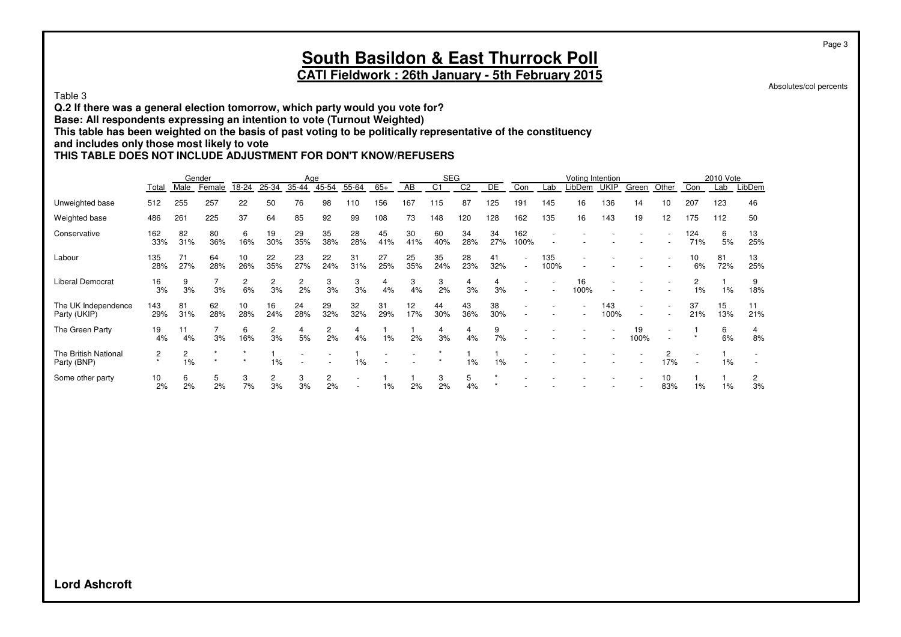# South Basildon & East Thurrock Poll

## CATI Fieldwork : 26th January - 5th February 2015

Absolutes/col percents

Table 3

**Q.2 If there was a general election tomorrow, which party would you vote for?**
**Base: All respondents expressing an intention to vote (Turnout Weighted)**
**This table has been weighted on the basis of past voting to be politically representative of the constituency and includes only those most likely to vote**
**THIS TABLE DOES NOT INCLUDE ADJUSTMENT FOR DON'T KNOW/REFUSERS**

| | | Gender | | Age | | | | | | SEG | | | | Voting Intention | | | | | | 2010 Vote | | |
|---|---|---|---|---|---|---|---|---|---|---|---|---|---|---|---|---|---|---|---|---|---|---|
| | Total | Male | Female | 18-24 | 25-34 | 35-44 | 45-54 | 55-64 | 65+ | AB | C1 | C2 | DE | Con | Lab | LibDem | UKIP | Green | Other | Con | Lab | LibDem |
| Unweighted base | 512 | 255 | 257 | 22 | 50 | 76 | 98 | 110 | 156 | 167 | 115 | 87 | 125 | 191 | 145 | 16 | 136 | 14 | 10 | 207 | 123 | 46 |
| Weighted base | 486 | 261 | 225 | 37 | 64 | 85 | 92 | 99 | 108 | 73 | 148 | 120 | 128 | 162 | 135 | 16 | 143 | 19 | 12 | 175 | 112 | 50 |
| Conservative | 162 | 82 | 80 | 6 | 19 | 29 | 35 | 28 | 45 | 30 | 60 | 34 | 34 | 162 | - | - | - | - | - | 124 | 6 | 13 |
| | 33% | 31% | 36% | 16% | 30% | 35% | 38% | 28% | 41% | 41% | 40% | 28% | 27% | 100% | - | - | - | - | - | 71% | 5% | 25% |
| Labour | 135 | 71 | 64 | 10 | 22 | 23 | 22 | 31 | 27 | 25 | 35 | 28 | 41 | - | 135 | - | - | - | - | 10 | 81 | 13 |
| | 28% | 27% | 28% | 26% | 35% | 27% | 24% | 31% | 25% | 35% | 24% | 23% | 32% | - | 100% | - | - | - | - | 6% | 72% | 25% |
| Liberal Democrat | 16 | 9 | 7 | 2 | 2 | 2 | 3 | 3 | 4 | 3 | 3 | 4 | 4 | - | - | 16 | - | - | - | 2 | 1 | 9 |
| | 3% | 3% | 3% | 6% | 3% | 2% | 3% | 3% | 4% | 4% | 2% | 3% | 3% | - | - | 100% | - | - | - | 1% | 1% | 18% |
| The UK Independence Party (UKIP) | 143 | 81 | 62 | 10 | 16 | 24 | 29 | 32 | 31 | 12 | 44 | 43 | 38 | - | - | - | 143 | - | - | 37 | 15 | 11 |
| | 29% | 31% | 28% | 28% | 24% | 28% | 32% | 32% | 29% | 17% | 30% | 36% | 30% | - | - | - | 100% | - | - | 21% | 13% | 21% |
| The Green Party | 19 | 11 | 7 | 6 | 2 | 4 | 2 | 4 | 1 | 1 | 4 | 4 | 9 | - | - | - | - | 19 | - | 1 | 6 | 4 |
| | 4% | 4% | 3% | 16% | 3% | 5% | 2% | 4% | 1% | 2% | 3% | 4% | 7% | - | - | - | - | 100% | - | * | 6% | 8% |
| The British National Party (BNP) | 2 | 2 | * | * | 1 | - | - | 1 | - | - | * | 1 | 1 | - | - | - | - | - | 2 | - | 1 | - |
| | * | 1% | * | * | 1% | - | - | 1% | - | - | * | 1% | 1% | - | - | - | - | - | 17% | - | 1% | - |
| Some other party | 10 | 6 | 5 | 3 | 2 | 3 | 2 | - | 1 | 1 | 3 | 5 | * | - | - | - | - | - | 10 | 1 | 1 | 2 |
| | 2% | 2% | 2% | 7% | 3% | 3% | 2% | - | 1% | 2% | 2% | 4% | * | - | - | - | - | - | 83% | 1% | 1% | 3% |

**Lord Ashcroft**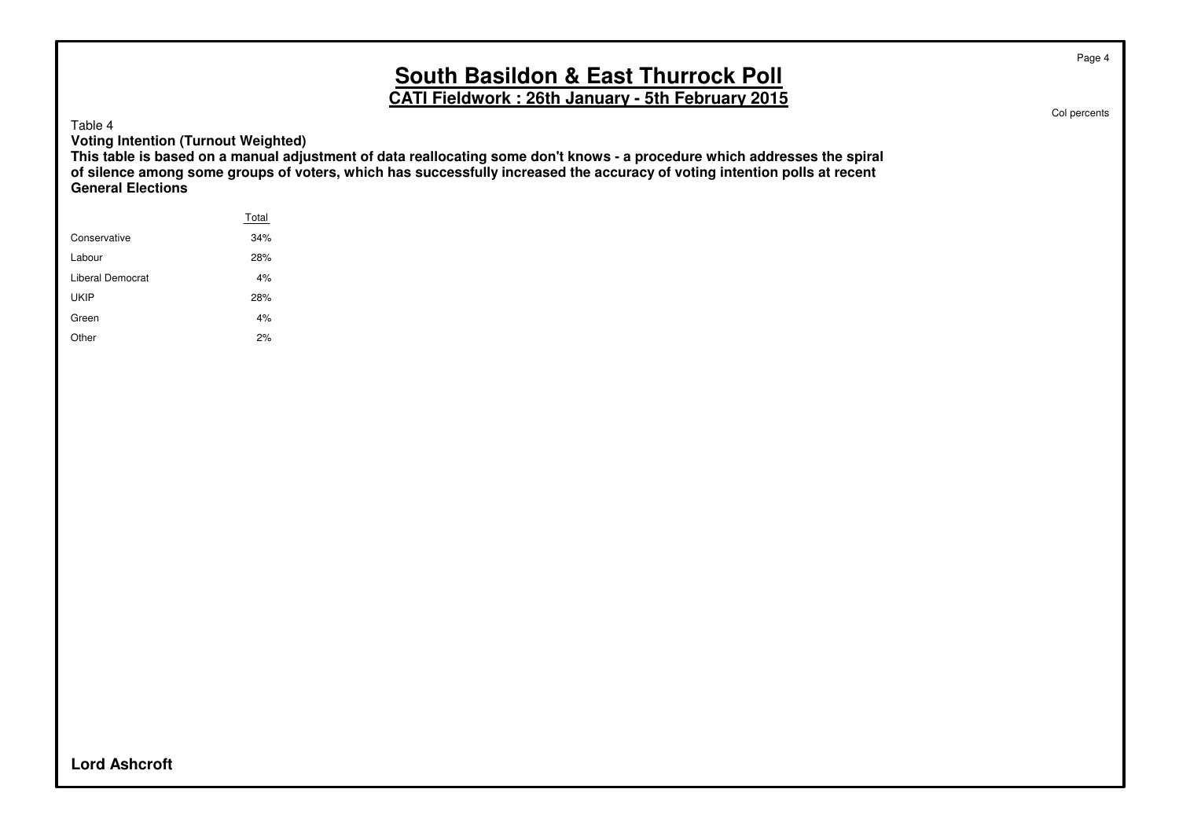# South Basildon & East Thurrock Poll

## CATI Fieldwork : 26th January - 5th February 2015

Col percents

Table 4

**Voting Intention (Turnout Weighted)**

**This table is based on a manual adjustment of data reallocating some don't knows - a procedure which addresses the spiral of silence among some groups of voters, which has successfully increased the accuracy of voting intention polls at recent General Elections**

| | Total |
|---|---|
| Conservative | 34% |
| Labour | 28% |
| Liberal Democrat | 4% |
| UKIP | 28% |
| Green | 4% |
| Other | 2% |

**Lord Ashcroft**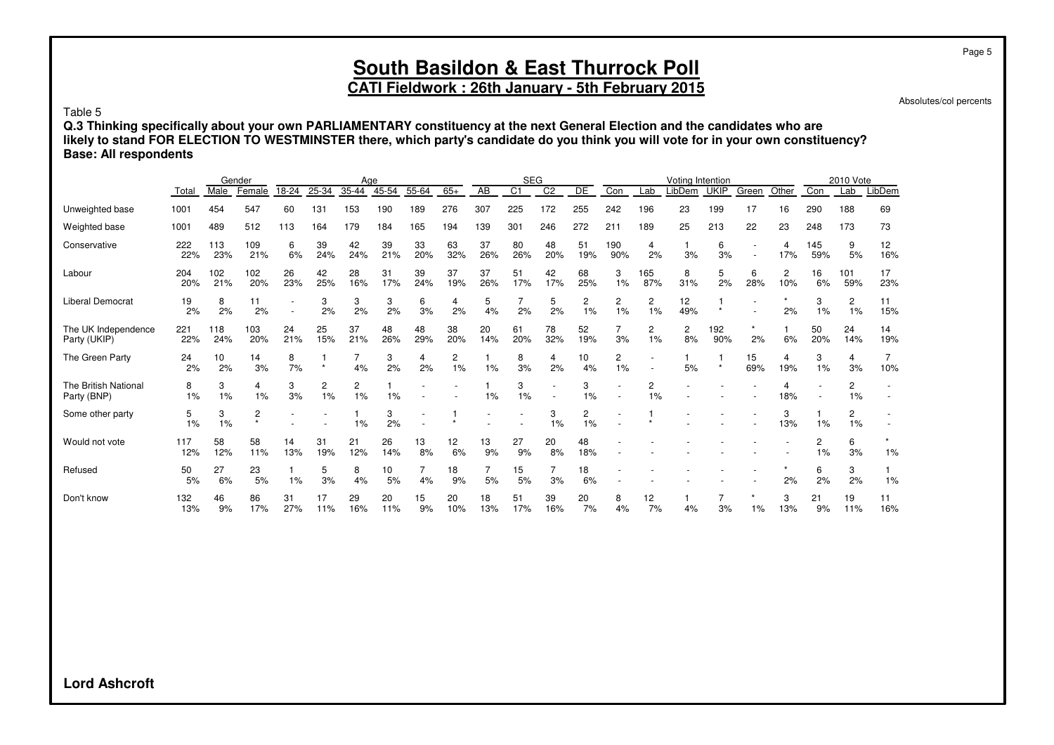# South Basildon & East Thurrock Poll

## CATI Fieldwork : 26th January - 5th February 2015

Absolutes/col percents

Table 5

**Q.3 Thinking specifically about your own PARLIAMENTARY constituency at the next General Election and the candidates who are likely to stand FOR ELECTION TO WESTMINSTER there, which party's candidate do you think you will vote for in your own constituency?**
**Base: All respondents**

| | Total | Gender | | Age | | | | | | SEG | | | | Voting Intention | | | | | | 2010 Vote | | |
|---|---|---|---|---|---|---|---|---|---|---|---|---|---|---|---|---|---|---|---|---|---|---|
| | | Male | Female | 18-24 | 25-34 | 35-44 | 45-54 | 55-64 | 65+ | AB | C1 | C2 | DE | Con | Lab | LibDem | UKIP | Green | Other | Con | Lab | LibDem |
| Unweighted base | 1001 | 454 | 547 | 60 | 131 | 153 | 190 | 189 | 276 | 307 | 225 | 172 | 255 | 242 | 196 | 23 | 199 | 17 | 16 | 290 | 188 | 69 |
| Weighted base | 1001 | 489 | 512 | 113 | 164 | 179 | 184 | 165 | 194 | 139 | 301 | 246 | 272 | 211 | 189 | 25 | 213 | 22 | 23 | 248 | 173 | 73 |
| Conservative | 222 | 113 | 109 | 6 | 39 | 42 | 39 | 33 | 63 | 37 | 80 | 48 | 51 | 190 | 4 | 1 | 6 | - | 4 | 145 | 9 | 12 |
| | 22% | 23% | 21% | 6% | 24% | 24% | 21% | 20% | 32% | 26% | 26% | 20% | 19% | 90% | 2% | 3% | 3% | - | 17% | 59% | 5% | 16% |
| Labour | 204 | 102 | 102 | 26 | 42 | 28 | 31 | 39 | 37 | 37 | 51 | 42 | 68 | 3 | 165 | 8 | 5 | 6 | 2 | 16 | 101 | 17 |
| | 20% | 21% | 20% | 23% | 25% | 16% | 17% | 24% | 19% | 26% | 17% | 17% | 25% | 1% | 87% | 31% | 2% | 28% | 10% | 6% | 59% | 23% |
| Liberal Democrat | 19 | 8 | 11 | - | 3 | 3 | 3 | 6 | 4 | 5 | 7 | 5 | 2 | 2 | 2 | 12 | 1 | - | * | 3 | 2 | 11 |
| | 2% | 2% | 2% | - | 2% | 2% | 2% | 3% | 2% | 4% | 2% | 2% | 1% | 1% | 1% | 49% | * | - | 2% | 1% | 1% | 15% |
| The UK Independence Party (UKIP) | 221 | 118 | 103 | 24 | 25 | 37 | 48 | 48 | 38 | 20 | 61 | 78 | 52 | 7 | 2 | 2 | 192 | * | 1 | 50 | 24 | 14 |
| | 22% | 24% | 20% | 21% | 15% | 21% | 26% | 29% | 20% | 14% | 20% | 32% | 19% | 3% | 1% | 8% | 90% | 2% | 6% | 20% | 14% | 19% |
| The Green Party | 24 | 10 | 14 | 8 | 1 | 7 | 3 | 4 | 2 | 1 | 8 | 4 | 10 | 2 | - | 1 | 1 | 15 | 4 | 3 | 4 | 7 |
| | 2% | 2% | 3% | 7% | * | 4% | 2% | 2% | 1% | 1% | 3% | 2% | 4% | 1% | - | 5% | * | 69% | 19% | 1% | 3% | 10% |
| The British National Party (BNP) | 8 | 3 | 4 | 3 | 2 | 2 | 1 | - | - | 1 | 3 | - | 3 | - | 2 | - | - | - | 4 | - | 2 | - |
| | 1% | 1% | 1% | 3% | 1% | 1% | 1% | - | - | 1% | 1% | - | 1% | - | 1% | - | - | - | 18% | - | 1% | - |
| Some other party | 5 | 3 | 2 | - | - | 1 | 3 | - | 1 | - | - | 3 | 2 | - | 1 | - | - | - | 3 | 1 | 2 | - |
| | 1% | 1% | * | - | - | 1% | 2% | - | * | - | - | 1% | 1% | - | * | - | - | - | 13% | 1% | 1% | - |
| Would not vote | 117 | 58 | 58 | 14 | 31 | 21 | 26 | 13 | 12 | 13 | 27 | 20 | 48 | - | - | - | - | - | - | 2 | 6 | * |
| | 12% | 12% | 11% | 13% | 19% | 12% | 14% | 8% | 6% | 9% | 9% | 8% | 18% | - | - | - | - | - | - | 1% | 3% | 1% |
| Refused | 50 | 27 | 23 | 1 | 5 | 8 | 10 | 7 | 18 | 7 | 15 | 7 | 18 | - | - | - | - | - | * | 6 | 3 | 1 |
| | 5% | 6% | 5% | 1% | 3% | 4% | 5% | 4% | 9% | 5% | 5% | 3% | 6% | - | - | - | - | - | 2% | 2% | 2% | 1% |
| Don't know | 132 | 46 | 86 | 31 | 17 | 29 | 20 | 15 | 20 | 18 | 51 | 39 | 20 | 8 | 12 | 1 | 7 | * | 3 | 21 | 19 | 11 |
| | 13% | 9% | 17% | 27% | 11% | 16% | 11% | 9% | 10% | 13% | 17% | 16% | 7% | 4% | 7% | 4% | 3% | 1% | 13% | 9% | 11% | 16% |

**Lord Ashcroft**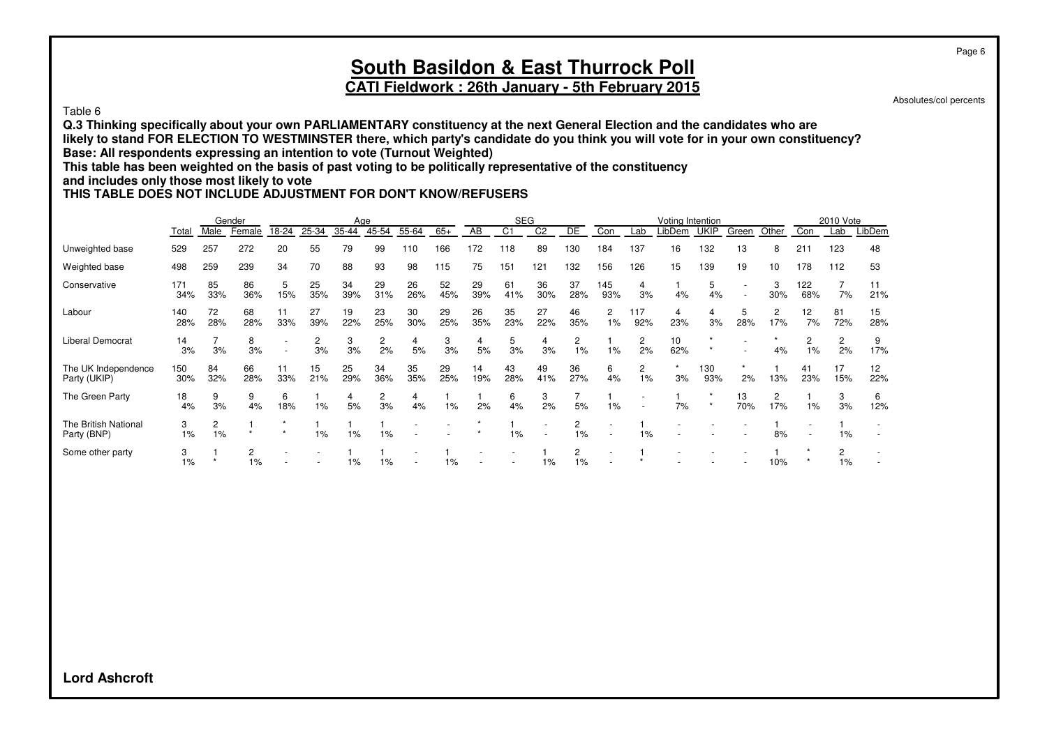# South Basildon & East Thurrock Poll

## CATI Fieldwork : 26th January - 5th February 2015

Absolutes/col percents

Table 6

**Q.3 Thinking specifically about your own PARLIAMENTARY constituency at the next General Election and the candidates who are likely to stand FOR ELECTION TO WESTMINSTER there, which party's candidate do you think you will vote for in your own constituency?**
**Base: All respondents expressing an intention to vote (Turnout Weighted)**
**This table has been weighted on the basis of past voting to be politically representative of the constituency and includes only those most likely to vote**
**THIS TABLE DOES NOT INCLUDE ADJUSTMENT FOR DON'T KNOW/REFUSERS**

| | | Gender | | Age | | | | | | SEG | | | | Voting Intention | | | | | | 2010 Vote | | |
|---|---|---|---|---|---|---|---|---|---|---|---|---|---|---|---|---|---|---|---|---|---|---|
| | Total | Male | Female | 18-24 | 25-34 | 35-44 | 45-54 | 55-64 | 65+ | AB | C1 | C2 | DE | Con | Lab | LibDem | UKIP | Green | Other | Con | Lab | LibDem |
| Unweighted base | 529 | 257 | 272 | 20 | 55 | 79 | 99 | 110 | 166 | 172 | 118 | 89 | 130 | 184 | 137 | 16 | 132 | 13 | 8 | 211 | 123 | 48 |
| Weighted base | 498 | 259 | 239 | 34 | 70 | 88 | 93 | 98 | 115 | 75 | 151 | 121 | 132 | 156 | 126 | 15 | 139 | 19 | 10 | 178 | 112 | 53 |
| Conservative | 171 | 85 | 86 | 5 | 25 | 34 | 29 | 26 | 52 | 29 | 61 | 36 | 37 | 145 | 4 | 1 | 5 | - | 3 | 122 | 7 | 11 |
| | 34% | 33% | 36% | 15% | 35% | 39% | 31% | 26% | 45% | 39% | 41% | 30% | 28% | 93% | 3% | 4% | 4% | - | 30% | 68% | 7% | 21% |
| Labour | 140 | 72 | 68 | 11 | 27 | 19 | 23 | 30 | 29 | 26 | 35 | 27 | 46 | 2 | 117 | 4 | 4 | 5 | 2 | 12 | 81 | 15 |
| | 28% | 28% | 28% | 33% | 39% | 22% | 25% | 30% | 25% | 35% | 23% | 22% | 35% | 1% | 92% | 23% | 3% | 28% | 17% | 7% | 72% | 28% |
| Liberal Democrat | 14 | 7 | 8 | - | 2 | 3 | 2 | 4 | 3 | 4 | 5 | 4 | 2 | 1 | 2 | 10 | * | - | * | 2 | 2 | 9 |
| | 3% | 3% | 3% | - | 3% | 3% | 2% | 5% | 3% | 5% | 3% | 3% | 1% | 1% | 2% | 62% | * | - | 4% | 1% | 2% | 17% |
| The UK Independence Party (UKIP) | 150 | 84 | 66 | 11 | 15 | 25 | 34 | 35 | 29 | 14 | 43 | 49 | 36 | 6 | 2 | * | 130 | * | 1 | 41 | 17 | 12 |
| | 30% | 32% | 28% | 33% | 21% | 29% | 36% | 35% | 25% | 19% | 28% | 41% | 27% | 4% | 1% | 3% | 93% | 2% | 13% | 23% | 15% | 22% |
| The Green Party | 18 | 9 | 9 | 6 | 1 | 4 | 2 | 4 | 1 | 1 | 6 | 3 | 7 | 1 | - | 1 | * | 13 | 2 | 1 | 3 | 6 |
| | 4% | 3% | 4% | 18% | 1% | 5% | 3% | 4% | 1% | 2% | 4% | 2% | 5% | 1% | - | 7% | * | 70% | 17% | 1% | 3% | 12% |
| The British National Party (BNP) | 3 | 2 | 1 | * | 1 | 1 | 1 | - | - | * | 1 | - | 2 | - | 1 | - | - | - | 1 | - | 1 | - |
| | 1% | 1% | * | * | 1% | 1% | 1% | - | - | * | 1% | - | 1% | - | 1% | - | - | - | 8% | - | 1% | - |
| Some other party | 3 | 1 | 2 | - | - | 1 | 1 | - | 1 | - | - | 1 | 2 | - | 1 | - | - | - | 1 | * | 2 | - |
| | 1% | * | 1% | - | - | 1% | 1% | - | 1% | - | - | 1% | 1% | - | * | - | - | - | 10% | * | 1% | - |

**Lord Ashcroft**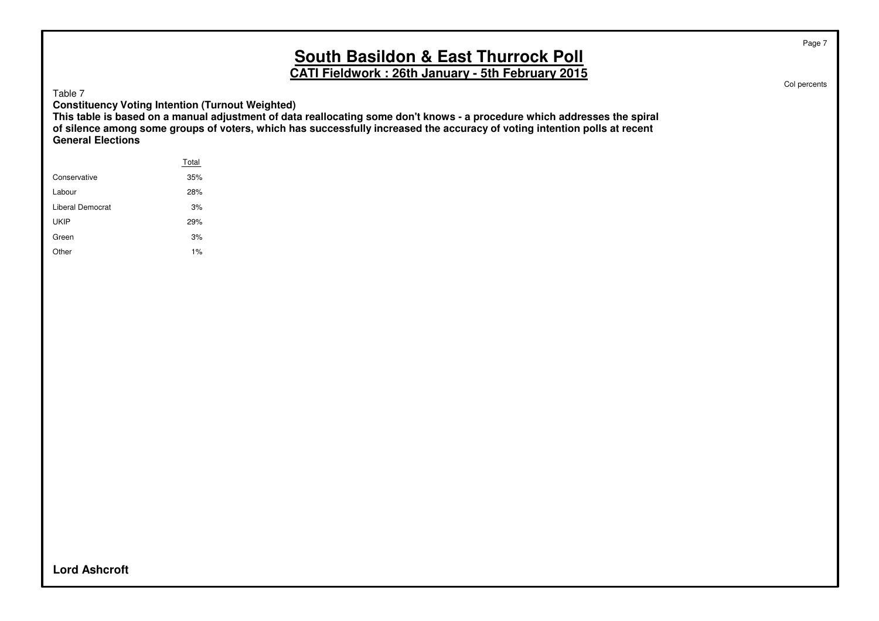Table 7

**Constituency Voting Intention (Turnout Weighted)**

**This table is based on a manual adjustment of data reallocating some don't knows - a procedure which addresses the spiral of silence among some groups of voters, which has successfully increased the accuracy of voting intention polls at recent General Elections**

| | Total |
|---|---|
| Conservative | 35% |
| Labour | 28% |
| Liberal Democrat | 3% |
| UKIP | 29% |
| Green | 3% |
| Other | 1% |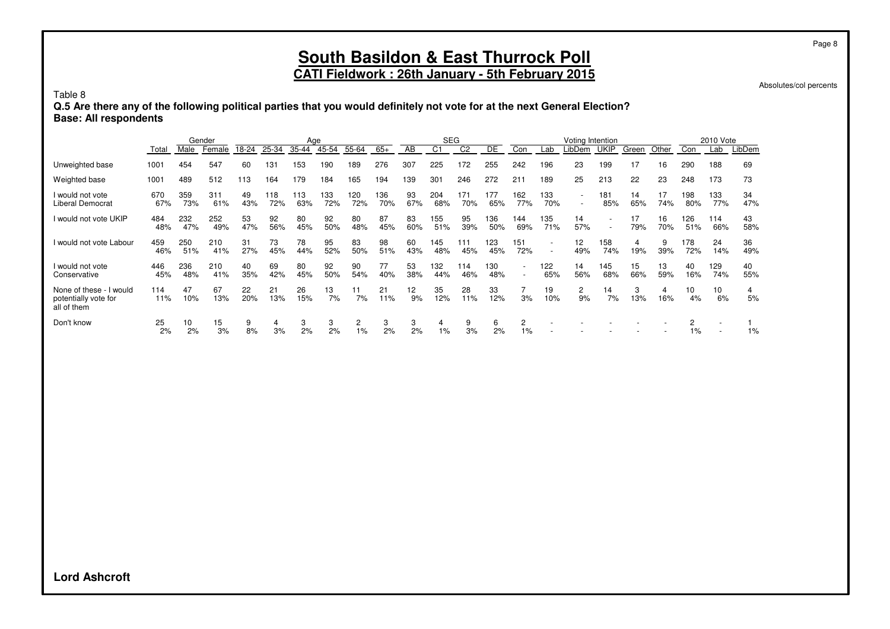# South Basildon & East Thurrock Poll

## CATI Fieldwork : 26th January - 5th February 2015

Absolutes/col percents

Table 8

**Q.5 Are there any of the following political parties that you would definitely not vote for at the next General Election?**
**Base: All respondents**

| | | Gender | | Age | | | | | | SEG | | | | Voting Intention | | | | | | 2010 Vote | | |
|---|---|---|---|---|---|---|---|---|---|---|---|---|---|---|---|---|---|---|---|---|---|---|
| | Total | Male | Female | 18-24 | 25-34 | 35-44 | 45-54 | 55-64 | 65+ | AB | C1 | C2 | DE | Con | Lab | LibDem | UKIP | Green | Other | Con | Lab | LibDem |
| Unweighted base | 1001 | 454 | 547 | 60 | 131 | 153 | 190 | 189 | 276 | 307 | 225 | 172 | 255 | 242 | 196 | 23 | 199 | 17 | 16 | 290 | 188 | 69 |
| Weighted base | 1001 | 489 | 512 | 113 | 164 | 179 | 184 | 165 | 194 | 139 | 301 | 246 | 272 | 211 | 189 | 25 | 213 | 22 | 23 | 248 | 173 | 73 |
| I would not vote Liberal Democrat | 670 | 359 | 311 | 49 | 118 | 113 | 133 | 120 | 136 | 93 | 204 | 171 | 177 | 162 | 133 | - | 181 | 14 | 17 | 198 | 133 | 34 |
| | 67% | 73% | 61% | 43% | 72% | 63% | 72% | 72% | 70% | 67% | 68% | 70% | 65% | 77% | 70% | - | 85% | 65% | 74% | 80% | 77% | 47% |
| I would not vote UKIP | 484 | 232 | 252 | 53 | 92 | 80 | 92 | 80 | 87 | 83 | 155 | 95 | 136 | 144 | 135 | 14 | - | 17 | 16 | 126 | 114 | 43 |
| | 48% | 47% | 49% | 47% | 56% | 45% | 50% | 48% | 45% | 60% | 51% | 39% | 50% | 69% | 71% | 57% | - | 79% | 70% | 51% | 66% | 58% |
| I would not vote Labour | 459 | 250 | 210 | 31 | 73 | 78 | 95 | 83 | 98 | 60 | 145 | 111 | 123 | 151 | - | 12 | 158 | 4 | 9 | 178 | 24 | 36 |
| | 46% | 51% | 41% | 27% | 45% | 44% | 52% | 50% | 51% | 43% | 48% | 45% | 45% | 72% | - | 49% | 74% | 19% | 39% | 72% | 14% | 49% |
| I would not vote Conservative | 446 | 236 | 210 | 40 | 69 | 80 | 92 | 90 | 77 | 53 | 132 | 114 | 130 | - | 122 | 14 | 145 | 15 | 13 | 40 | 129 | 40 |
| | 45% | 48% | 41% | 35% | 42% | 45% | 50% | 54% | 40% | 38% | 44% | 46% | 48% | - | 65% | 56% | 68% | 66% | 59% | 16% | 74% | 55% |
| None of these - I would potentially vote for all of them | 114 | 47 | 67 | 22 | 21 | 26 | 13 | 11 | 21 | 12 | 35 | 28 | 33 | 7 | 19 | 2 | 14 | 3 | 4 | 10 | 10 | 4 |
| | 11% | 10% | 13% | 20% | 13% | 15% | 7% | 7% | 11% | 9% | 12% | 11% | 12% | 3% | 10% | 9% | 7% | 13% | 16% | 4% | 6% | 5% |
| Don't know | 25 | 10 | 15 | 9 | 4 | 3 | 3 | 2 | 3 | 3 | 4 | 9 | 6 | 2 | - | - | - | - | - | 2 | - | 1 |
| | 2% | 2% | 3% | 8% | 3% | 2% | 2% | 1% | 2% | 2% | 1% | 3% | 2% | 1% | - | - | - | - | - | 1% | - | 1% |

**Lord Ashcroft**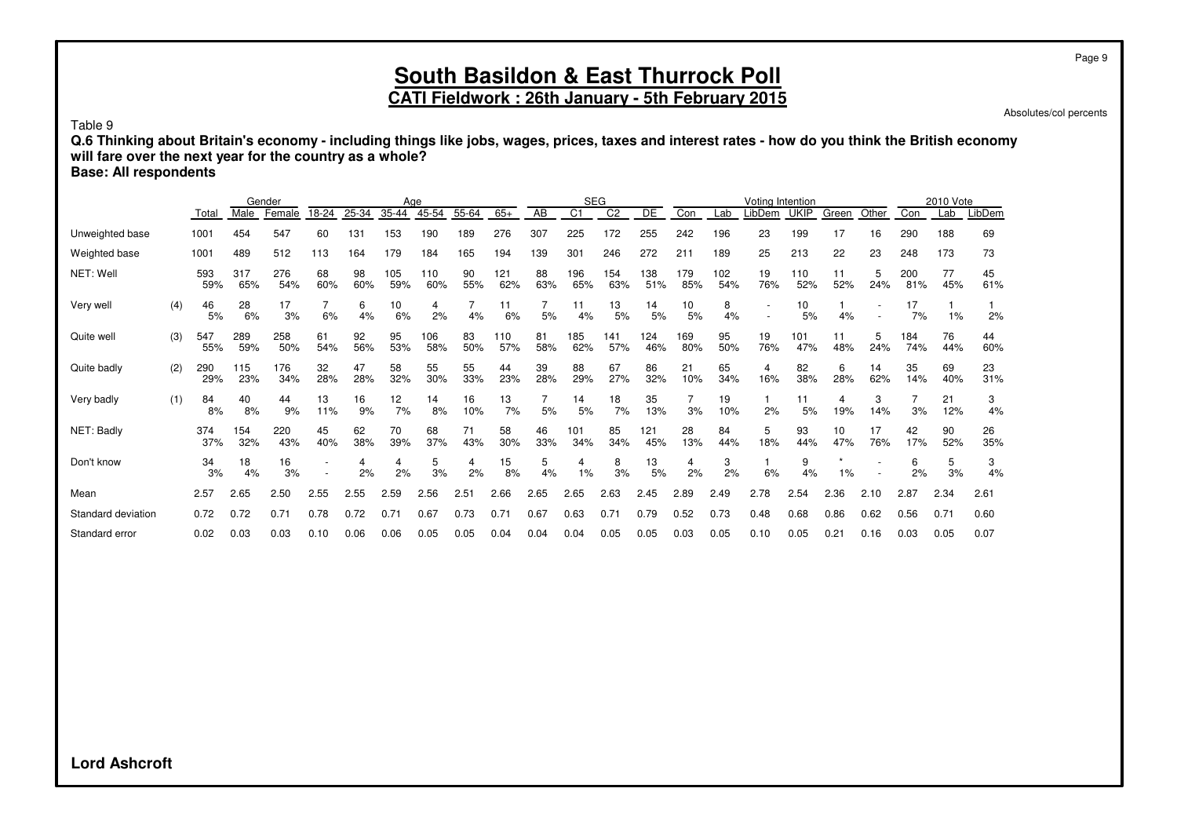# South Basildon & East Thurrock Poll

## CATI Fieldwork : 26th January - 5th February 2015

Absolutes/col percents

Table 9

**Q.6 Thinking about Britain's economy - including things like jobs, wages, prices, taxes and interest rates - how do you think the British economy will fare over the next year for the country as a whole?**

**Base: All respondents**

| | | | Gender | | Age | | | | | | SEG | | | | Voting Intention | | | | | | 2010 Vote | | |
|---|---|---|---|---|---|---|---|---|---|---|---|---|---|---|---|---|---|---|---|---|---|---|---|
| | | Total | Male | Female | 18-24 | 25-34 | 35-44 | 45-54 | 55-64 | 65+ | AB | C1 | C2 | DE | Con | Lab | LibDem | UKIP | Green | Other | Con | Lab | LibDem |
| Unweighted base | | 1001 | 454 | 547 | 60 | 131 | 153 | 190 | 189 | 276 | 307 | 225 | 172 | 255 | 242 | 196 | 23 | 199 | 17 | 16 | 290 | 188 | 69 |
| Weighted base | | 1001 | 489 | 512 | 113 | 164 | 179 | 184 | 165 | 194 | 139 | 301 | 246 | 272 | 211 | 189 | 25 | 213 | 22 | 23 | 248 | 173 | 73 |
| NET: Well | | 593 | 317 | 276 | 68 | 98 | 105 | 110 | 90 | 121 | 88 | 196 | 154 | 138 | 179 | 102 | 19 | 110 | 11 | 5 | 200 | 77 | 45 |
| | | 59% | 65% | 54% | 60% | 60% | 59% | 60% | 55% | 62% | 63% | 65% | 63% | 51% | 85% | 54% | 76% | 52% | 52% | 24% | 81% | 45% | 61% |
| Very well | (4) | 46 | 28 | 17 | 7 | 6 | 10 | 4 | 7 | 11 | 7 | 11 | 13 | 14 | 10 | 8 | - | 10 | 1 | - | 17 | 1 | 1 |
| | | 5% | 6% | 3% | 6% | 4% | 6% | 2% | 4% | 6% | 5% | 4% | 5% | 5% | 5% | 4% | - | 5% | 4% | - | 7% | 1% | 2% |
| Quite well | (3) | 547 | 289 | 258 | 61 | 92 | 95 | 106 | 83 | 110 | 81 | 185 | 141 | 124 | 169 | 95 | 19 | 101 | 11 | 5 | 184 | 76 | 44 |
| | | 55% | 59% | 50% | 54% | 56% | 53% | 58% | 50% | 57% | 58% | 62% | 57% | 46% | 80% | 50% | 76% | 47% | 48% | 24% | 74% | 44% | 60% |
| Quite badly | (2) | 290 | 115 | 176 | 32 | 47 | 58 | 55 | 55 | 44 | 39 | 88 | 67 | 86 | 21 | 65 | 4 | 82 | 6 | 14 | 35 | 69 | 23 |
| | | 29% | 23% | 34% | 28% | 28% | 32% | 30% | 33% | 23% | 28% | 29% | 27% | 32% | 10% | 34% | 16% | 38% | 28% | 62% | 14% | 40% | 31% |
| Very badly | (1) | 84 | 40 | 44 | 13 | 16 | 12 | 14 | 16 | 13 | 7 | 14 | 18 | 35 | 7 | 19 | 1 | 11 | 4 | 3 | 7 | 21 | 3 |
| | | 8% | 8% | 9% | 11% | 9% | 7% | 8% | 10% | 7% | 5% | 5% | 7% | 13% | 3% | 10% | 2% | 5% | 19% | 14% | 3% | 12% | 4% |
| NET: Badly | | 374 | 154 | 220 | 45 | 62 | 70 | 68 | 71 | 58 | 46 | 101 | 85 | 121 | 28 | 84 | 5 | 93 | 10 | 17 | 42 | 90 | 26 |
| | | 37% | 32% | 43% | 40% | 38% | 39% | 37% | 43% | 30% | 33% | 34% | 34% | 45% | 13% | 44% | 18% | 44% | 47% | 76% | 17% | 52% | 35% |
| Don't know | | 34 | 18 | 16 | - | 4 | 4 | 5 | 4 | 15 | 5 | 4 | 8 | 13 | 4 | 3 | 1 | 9 | * | - | 6 | 5 | 3 |
| | | 3% | 4% | 3% | - | 2% | 2% | 3% | 2% | 8% | 4% | 1% | 3% | 5% | 2% | 2% | 6% | 4% | 1% | - | 2% | 3% | 4% |
| Mean | | 2.57 | 2.65 | 2.50 | 2.55 | 2.55 | 2.59 | 2.56 | 2.51 | 2.66 | 2.65 | 2.65 | 2.63 | 2.45 | 2.89 | 2.49 | 2.78 | 2.54 | 2.36 | 2.10 | 2.87 | 2.34 | 2.61 |
| Standard deviation | | 0.72 | 0.72 | 0.71 | 0.78 | 0.72 | 0.71 | 0.67 | 0.73 | 0.71 | 0.67 | 0.63 | 0.71 | 0.79 | 0.52 | 0.73 | 0.48 | 0.68 | 0.86 | 0.62 | 0.56 | 0.71 | 0.60 |
| Standard error | | 0.02 | 0.03 | 0.03 | 0.10 | 0.06 | 0.06 | 0.05 | 0.05 | 0.04 | 0.04 | 0.04 | 0.05 | 0.05 | 0.03 | 0.05 | 0.10 | 0.05 | 0.21 | 0.16 | 0.03 | 0.05 | 0.07 |

**Lord Ashcroft**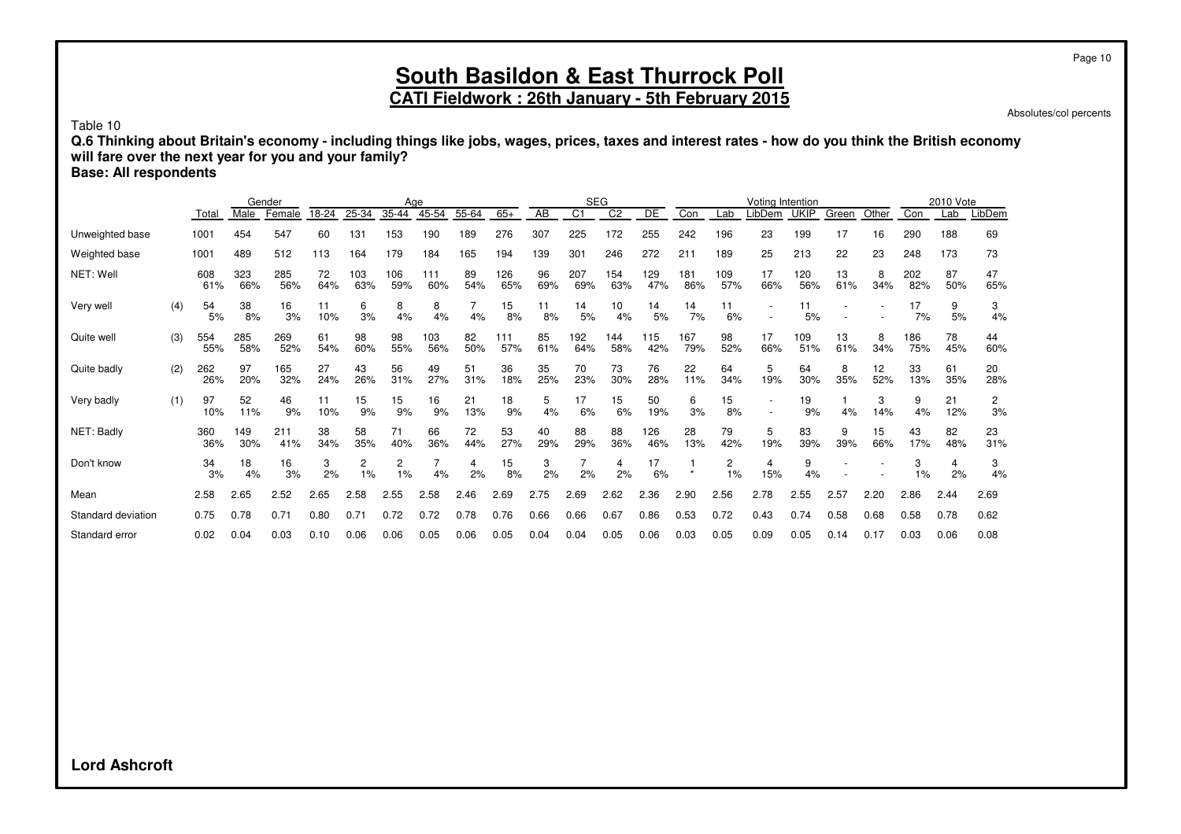# South Basildon & East Thurrock Poll

**CATI Fieldwork : 26th January - 5th February 2015**

Absolutes/col percents

Table 10

**Q.6 Thinking about Britain's economy - including things like jobs, wages, prices, taxes and interest rates - how do you think the British economy will fare over the next year for you and your family?**

**Base: All respondents**

| | | | Gender | | Age | | | | | | SEG | | | | Voting Intention | | | | | | 2010 Vote | | |
|---|---|---|---|---|---|---|---|---|---|---|---|---|---|---|---|---|---|---|---|---|---|---|---|
| | | Total | Male | Female | 18-24 | 25-34 | 35-44 | 45-54 | 55-64 | 65+ | AB | C1 | C2 | DE | Con | Lab | LibDem | UKIP | Green | Other | Con | Lab | LibDem |
| Unweighted base | | 1001 | 454 | 547 | 60 | 131 | 153 | 190 | 189 | 276 | 307 | 225 | 172 | 255 | 242 | 196 | 23 | 199 | 17 | 16 | 290 | 188 | 69 |
| Weighted base | | 1001 | 489 | 512 | 113 | 164 | 179 | 184 | 165 | 194 | 139 | 301 | 246 | 272 | 211 | 189 | 25 | 213 | 22 | 23 | 248 | 173 | 73 |
| NET: Well | | 608 | 323 | 285 | 72 | 103 | 106 | 111 | 89 | 126 | 96 | 207 | 154 | 129 | 181 | 109 | 17 | 120 | 13 | 8 | 202 | 87 | 47 |
| | | 61% | 66% | 56% | 64% | 63% | 59% | 60% | 54% | 65% | 69% | 69% | 63% | 47% | 86% | 57% | 66% | 56% | 61% | 34% | 82% | 50% | 65% |
| Very well | (4) | 54 | 38 | 16 | 11 | 6 | 8 | 8 | 7 | 15 | 11 | 14 | 10 | 14 | 14 | 11 | - | 11 | - | - | 17 | 9 | 3 |
| | | 5% | 8% | 3% | 10% | 3% | 4% | 4% | 4% | 8% | 8% | 5% | 4% | 5% | 7% | 6% | - | 5% | - | - | 7% | 5% | 4% |
| Quite well | (3) | 554 | 285 | 269 | 61 | 98 | 98 | 103 | 82 | 111 | 85 | 192 | 144 | 115 | 167 | 98 | 17 | 109 | 13 | 8 | 186 | 78 | 44 |
| | | 55% | 58% | 52% | 54% | 60% | 55% | 56% | 50% | 57% | 61% | 64% | 58% | 42% | 79% | 52% | 66% | 51% | 61% | 34% | 75% | 45% | 60% |
| Quite badly | (2) | 262 | 97 | 165 | 27 | 43 | 56 | 49 | 51 | 36 | 35 | 70 | 73 | 76 | 22 | 64 | 5 | 64 | 8 | 12 | 33 | 61 | 20 |
| | | 26% | 20% | 32% | 24% | 26% | 31% | 27% | 31% | 18% | 25% | 23% | 30% | 28% | 11% | 34% | 19% | 30% | 35% | 52% | 13% | 35% | 28% |
| Very badly | (1) | 97 | 52 | 46 | 11 | 15 | 15 | 16 | 21 | 18 | 5 | 17 | 15 | 50 | 6 | 15 | - | 19 | 1 | 3 | 9 | 21 | 2 |
| | | 10% | 11% | 9% | 10% | 9% | 9% | 9% | 13% | 9% | 4% | 6% | 6% | 19% | 3% | 8% | - | 9% | 4% | 14% | 4% | 12% | 3% |
| NET: Badly | | 360 | 149 | 211 | 38 | 58 | 71 | 66 | 72 | 53 | 40 | 88 | 88 | 126 | 28 | 79 | 5 | 83 | 9 | 15 | 43 | 82 | 23 |
| | | 36% | 30% | 41% | 34% | 35% | 40% | 36% | 44% | 27% | 29% | 29% | 36% | 46% | 13% | 42% | 19% | 39% | 39% | 66% | 17% | 48% | 31% |
| Don't know | | 34 | 18 | 16 | 3 | 2 | 2 | 7 | 4 | 15 | 3 | 7 | 4 | 17 | 1 | 2 | 4 | 9 | - | - | 3 | 4 | 3 |
| | | 3% | 4% | 3% | 2% | 1% | 1% | 4% | 2% | 8% | 2% | 2% | 2% | 6% | * | 1% | 15% | 4% | - | - | 1% | 2% | 4% |
| Mean | | 2.58 | 2.65 | 2.52 | 2.65 | 2.58 | 2.55 | 2.58 | 2.46 | 2.69 | 2.75 | 2.69 | 2.62 | 2.36 | 2.90 | 2.56 | 2.78 | 2.55 | 2.57 | 2.20 | 2.86 | 2.44 | 2.69 |
| Standard deviation | | 0.75 | 0.78 | 0.71 | 0.80 | 0.71 | 0.72 | 0.72 | 0.78 | 0.76 | 0.66 | 0.66 | 0.67 | 0.86 | 0.53 | 0.72 | 0.43 | 0.74 | 0.58 | 0.68 | 0.58 | 0.78 | 0.62 |
| Standard error | | 0.02 | 0.04 | 0.03 | 0.10 | 0.06 | 0.06 | 0.05 | 0.06 | 0.05 | 0.04 | 0.04 | 0.05 | 0.06 | 0.03 | 0.05 | 0.09 | 0.05 | 0.14 | 0.17 | 0.03 | 0.06 | 0.08 |

**Lord Ashcroft**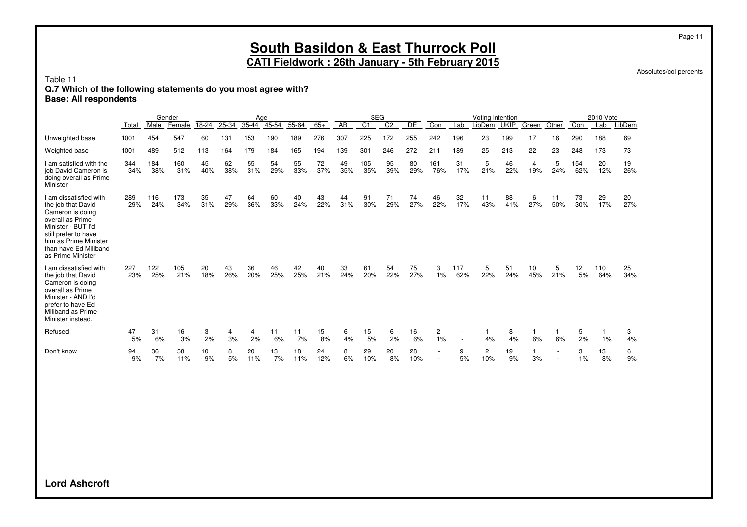## South Basildon & East Thurrock Poll

**CATI Fieldwork : 26th January - 5th February 2015**

Absolutes/col percents

Table 11

**Q.7 Which of the following statements do you most agree with?**

**Base: All respondents**

| | | Gender | | Age | | | | | | SEG | | | | Voting Intention | | | | | | 2010 Vote | | |
|---|---|---|---|---|---|---|---|---|---|---|---|---|---|---|---|---|---|---|---|---|---|---|
| | Total | Male | Female | 18-24 | 25-34 | 35-44 | 45-54 | 55-64 | 65+ | AB | C1 | C2 | DE | Con | Lab | LibDem | UKIP | Green | Other | Con | Lab | LibDem |
| Unweighted base | 1001 | 454 | 547 | 60 | 131 | 153 | 190 | 189 | 276 | 307 | 225 | 172 | 255 | 242 | 196 | 23 | 199 | 17 | 16 | 290 | 188 | 69 |
| Weighted base | 1001 | 489 | 512 | 113 | 164 | 179 | 184 | 165 | 194 | 139 | 301 | 246 | 272 | 211 | 189 | 25 | 213 | 22 | 23 | 248 | 173 | 73 |
| I am satisfied with the job David Cameron is doing overall as Prime Minister | 344 | 184 | 160 | 45 | 62 | 55 | 54 | 55 | 72 | 49 | 105 | 95 | 80 | 161 | 31 | 5 | 46 | 4 | 5 | 154 | 20 | 19 |
| | 34% | 38% | 31% | 40% | 38% | 31% | 29% | 33% | 37% | 35% | 35% | 39% | 29% | 76% | 17% | 21% | 22% | 19% | 24% | 62% | 12% | 26% |
| I am dissatisfied with the job that David Cameron is doing overall as Prime Minister - BUT I'd still prefer to have him as Prime Minister than have Ed Miliband as Prime Minister | 289 | 116 | 173 | 35 | 47 | 64 | 60 | 40 | 43 | 44 | 91 | 71 | 74 | 46 | 32 | 11 | 88 | 6 | 11 | 73 | 29 | 20 |
| | 29% | 24% | 34% | 31% | 29% | 36% | 33% | 24% | 22% | 31% | 30% | 29% | 27% | 22% | 17% | 43% | 41% | 27% | 50% | 30% | 17% | 27% |
| I am dissatisfied with the job that David Cameron is doing overall as Prime Minister - AND I'd prefer to have Ed Miliband as Prime Minister instead. | 227 | 122 | 105 | 20 | 43 | 36 | 46 | 42 | 40 | 33 | 61 | 54 | 75 | 3 | 117 | 5 | 51 | 10 | 5 | 12 | 110 | 25 |
| | 23% | 25% | 21% | 18% | 26% | 20% | 25% | 25% | 21% | 24% | 20% | 22% | 27% | 1% | 62% | 22% | 24% | 45% | 21% | 5% | 64% | 34% |
| Refused | 47 | 31 | 16 | 3 | 4 | 4 | 11 | 11 | 15 | 6 | 15 | 6 | 16 | 2 | - | 1 | 8 | 1 | 1 | 5 | 1 | 3 |
| | 5% | 6% | 3% | 2% | 3% | 2% | 6% | 7% | 8% | 4% | 5% | 2% | 6% | 1% | - | 4% | 4% | 6% | 6% | 2% | 1% | 4% |
| Don't know | 94 | 36 | 58 | 10 | 8 | 20 | 13 | 18 | 24 | 8 | 29 | 20 | 28 | - | 9 | 2 | 19 | 1 | - | 3 | 13 | 6 |
| | 9% | 7% | 11% | 9% | 5% | 11% | 7% | 11% | 12% | 6% | 10% | 8% | 10% | - | 5% | 10% | 9% | 3% | - | 1% | 8% | 9% |

**Lord Ashcroft**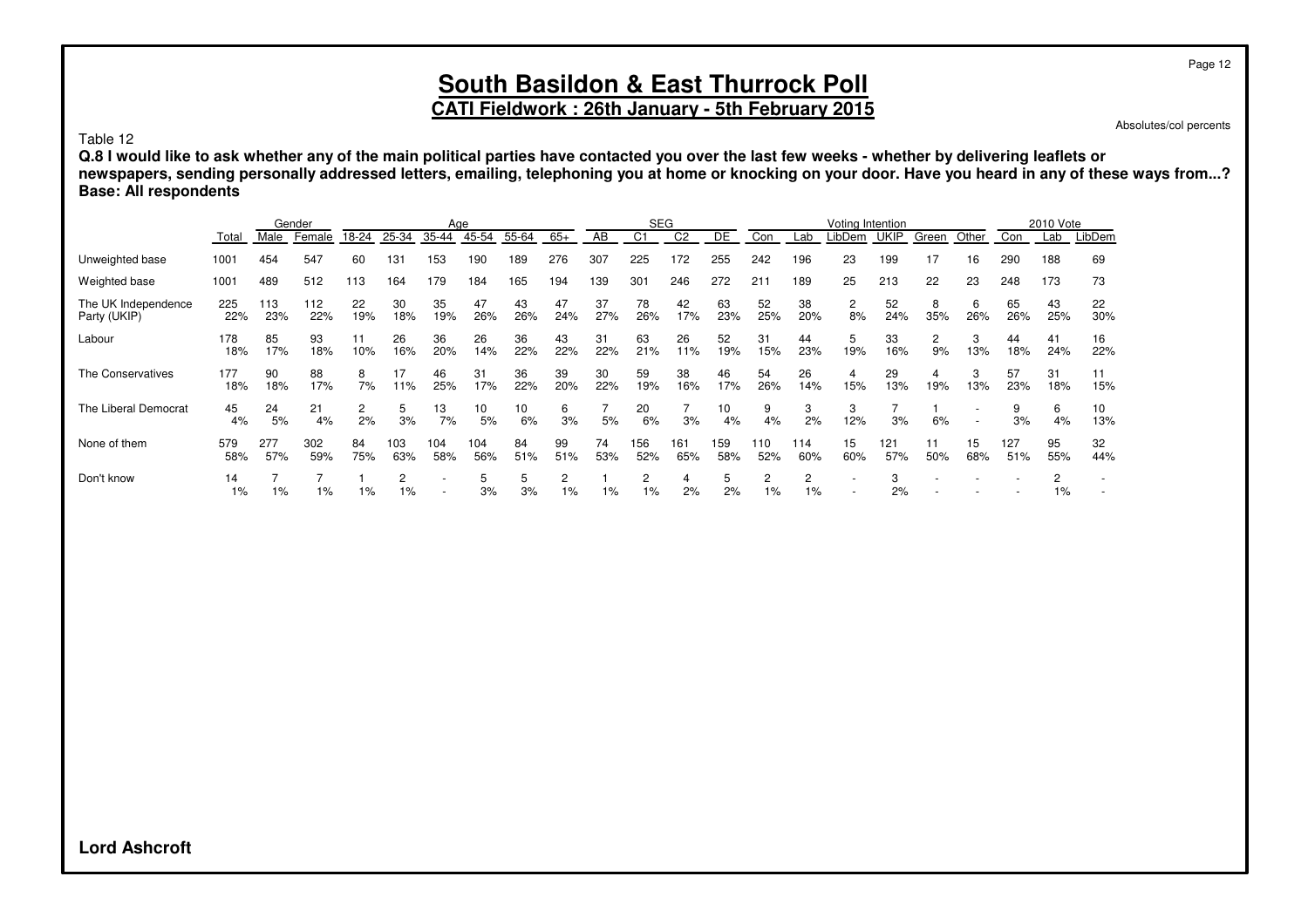# South Basildon & East Thurrock Poll

**CATI Fieldwork : 26th January - 5th February 2015**

Absolutes/col percents

Table 12

**Q.8 I would like to ask whether any of the main political parties have contacted you over the last few weeks - whether by delivering leaflets or newspapers, sending personally addressed letters, emailing, telephoning you at home or knocking on your door. Have you heard in any of these ways from...?**
**Base: All respondents**

| | | Gender | | Age | | | | | | SEG | | | | Voting Intention | | | | | | 2010 Vote | | |
|---|---|---|---|---|---|---|---|---|---|---|---|---|---|---|---|---|---|---|---|---|---|---|
| | Total | Male | Female | 18-24 | 25-34 | 35-44 | 45-54 | 55-64 | 65+ | AB | C1 | C2 | DE | Con | Lab | LibDem | UKIP | Green | Other | Con | Lab | LibDem |
| Unweighted base | 1001 | 454 | 547 | 60 | 131 | 153 | 190 | 189 | 276 | 307 | 225 | 172 | 255 | 242 | 196 | 23 | 199 | 17 | 16 | 290 | 188 | 69 |
| Weighted base | 1001 | 489 | 512 | 113 | 164 | 179 | 184 | 165 | 194 | 139 | 301 | 246 | 272 | 211 | 189 | 25 | 213 | 22 | 23 | 248 | 173 | 73 |
| The UK Independence Party (UKIP) | 225 | 113 | 112 | 22 | 30 | 35 | 47 | 43 | 47 | 37 | 78 | 42 | 63 | 52 | 38 | 2 | 52 | 8 | 6 | 65 | 43 | 22 |
| | 22% | 23% | 22% | 19% | 18% | 19% | 26% | 26% | 24% | 27% | 26% | 17% | 23% | 25% | 20% | 8% | 24% | 35% | 26% | 26% | 25% | 30% |
| Labour | 178 | 85 | 93 | 11 | 26 | 36 | 26 | 36 | 43 | 31 | 63 | 26 | 52 | 31 | 44 | 5 | 33 | 2 | 3 | 44 | 41 | 16 |
| | 18% | 17% | 18% | 10% | 16% | 20% | 14% | 22% | 22% | 22% | 21% | 11% | 19% | 15% | 23% | 19% | 16% | 9% | 13% | 18% | 24% | 22% |
| The Conservatives | 177 | 90 | 88 | 8 | 17 | 46 | 31 | 36 | 39 | 30 | 59 | 38 | 46 | 54 | 26 | 4 | 29 | 4 | 3 | 57 | 31 | 11 |
| | 18% | 18% | 17% | 7% | 11% | 25% | 17% | 22% | 20% | 22% | 19% | 16% | 17% | 26% | 14% | 15% | 13% | 19% | 13% | 23% | 18% | 15% |
| The Liberal Democrat | 45 | 24 | 21 | 2 | 5 | 13 | 10 | 10 | 6 | 7 | 20 | 7 | 10 | 9 | 3 | 3 | 7 | 1 | - | 9 | 6 | 10 |
| | 4% | 5% | 4% | 2% | 3% | 7% | 5% | 6% | 3% | 5% | 6% | 3% | 4% | 4% | 2% | 12% | 3% | 6% | - | 3% | 4% | 13% |
| None of them | 579 | 277 | 302 | 84 | 103 | 104 | 104 | 84 | 99 | 74 | 156 | 161 | 159 | 110 | 114 | 15 | 121 | 11 | 15 | 127 | 95 | 32 |
| | 58% | 57% | 59% | 75% | 63% | 58% | 56% | 51% | 51% | 53% | 52% | 65% | 58% | 52% | 60% | 60% | 57% | 50% | 68% | 51% | 55% | 44% |
| Don't know | 14 | 7 | 7 | 1 | 2 | - | 5 | 5 | 2 | 1 | 2 | 4 | 5 | 2 | 2 | - | 3 | - | - | - | 2 | - |
| | 1% | 1% | 1% | 1% | 1% | - | 3% | 3% | 1% | 1% | 1% | 2% | 2% | 1% | 1% | - | 2% | - | - | - | 1% | - |

**Lord Ashcroft**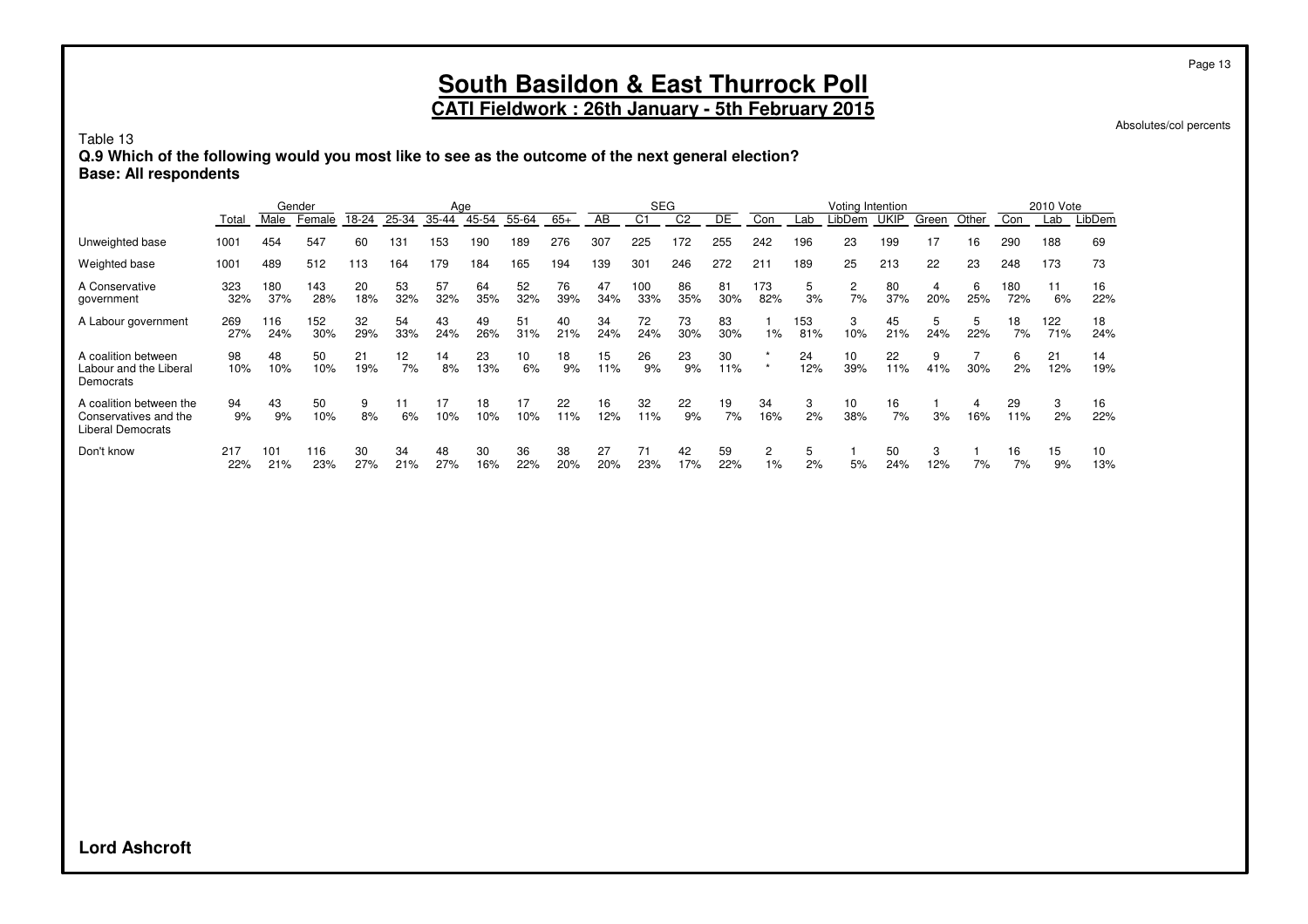# South Basildon & East Thurrock Poll

## CATI Fieldwork : 26th January - 5th February 2015

Absolutes/col percents

Table 13

**Q.9 Which of the following would you most like to see as the outcome of the next general election?**

**Base: All respondents**

| | | Gender | | Age | | | | | | SEG | | | | Voting Intention | | | | | | 2010 Vote | | |
|---|---|---|---|---|---|---|---|---|---|---|---|---|---|---|---|---|---|---|---|---|---|---|
| | Total | Male | Female | 18-24 | 25-34 | 35-44 | 45-54 | 55-64 | 65+ | AB | C1 | C2 | DE | Con | Lab | LibDem | UKIP | Green | Other | Con | Lab | LibDem |
| Unweighted base | 1001 | 454 | 547 | 60 | 131 | 153 | 190 | 189 | 276 | 307 | 225 | 172 | 255 | 242 | 196 | 23 | 199 | 17 | 16 | 290 | 188 | 69 |
| Weighted base | 1001 | 489 | 512 | 113 | 164 | 179 | 184 | 165 | 194 | 139 | 301 | 246 | 272 | 211 | 189 | 25 | 213 | 22 | 23 | 248 | 173 | 73 |
| A Conservative government | 323 | 180 | 143 | 20 | 53 | 57 | 64 | 52 | 76 | 47 | 100 | 86 | 81 | 173 | 5 | 2 | 80 | 4 | 6 | 180 | 11 | 16 |
| | 32% | 37% | 28% | 18% | 32% | 32% | 35% | 32% | 39% | 34% | 33% | 35% | 30% | 82% | 3% | 7% | 37% | 20% | 25% | 72% | 6% | 22% |
| A Labour government | 269 | 116 | 152 | 32 | 54 | 43 | 49 | 51 | 40 | 34 | 72 | 73 | 83 | 1 | 153 | 3 | 45 | 5 | 5 | 18 | 122 | 18 |
| | 27% | 24% | 30% | 29% | 33% | 24% | 26% | 31% | 21% | 24% | 24% | 30% | 30% | 1% | 81% | 10% | 21% | 24% | 22% | 7% | 71% | 24% |
| A coalition between Labour and the Liberal Democrats | 98 | 48 | 50 | 21 | 12 | 14 | 23 | 10 | 18 | 15 | 26 | 23 | 30 | * | 24 | 10 | 22 | 9 | 7 | 6 | 21 | 14 |
| | 10% | 10% | 10% | 19% | 7% | 8% | 13% | 6% | 9% | 11% | 9% | 9% | 11% | * | 12% | 39% | 11% | 41% | 30% | 2% | 12% | 19% |
| A coalition between the Conservatives and the Liberal Democrats | 94 | 43 | 50 | 9 | 11 | 17 | 18 | 17 | 22 | 16 | 32 | 22 | 19 | 34 | 3 | 10 | 16 | 1 | 4 | 29 | 3 | 16 |
| | 9% | 9% | 10% | 8% | 6% | 10% | 10% | 10% | 11% | 12% | 11% | 9% | 7% | 16% | 2% | 38% | 7% | 3% | 16% | 11% | 2% | 22% |
| Don't know | 217 | 101 | 116 | 30 | 34 | 48 | 30 | 36 | 38 | 27 | 71 | 42 | 59 | 2 | 5 | 1 | 50 | 3 | 1 | 16 | 15 | 10 |
| | 22% | 21% | 23% | 27% | 21% | 27% | 16% | 22% | 20% | 20% | 23% | 17% | 22% | 1% | 2% | 5% | 24% | 12% | 7% | 7% | 9% | 13% |

**Lord Ashcroft**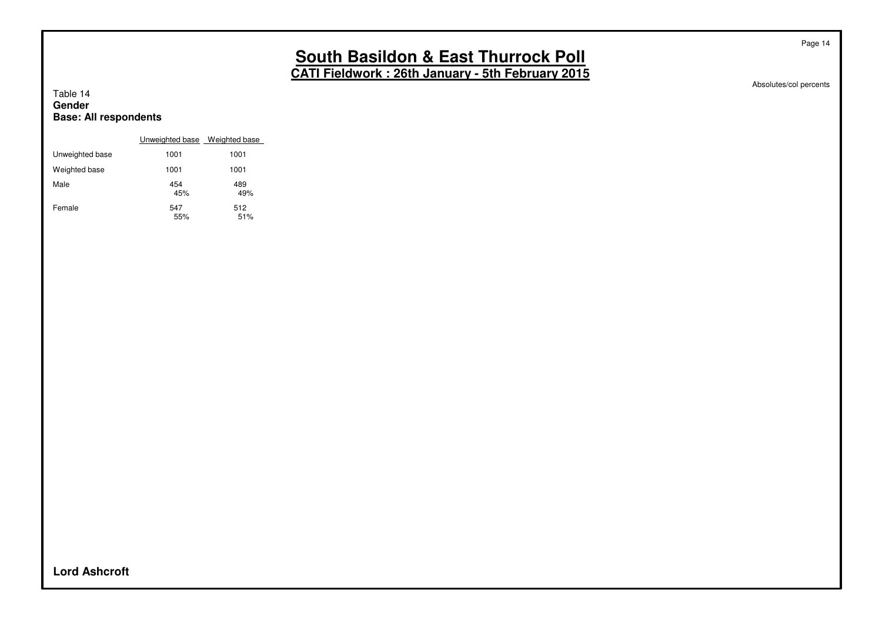# South Basildon & East Thurrock Poll

## CATI Fieldwork : 26th January - 5th February 2015

Absolutes/col percents

Table 14
**Gender**
**Base: All respondents**

| | Unweighted base | Weighted base |
|---|---|---|
| Unweighted base | 1001 | 1001 |
| Weighted base | 1001 | 1001 |
| Male | 454<br>45% | 489<br>49% |
| Female | 547<br>55% | 512<br>51% |

**Lord Ashcroft**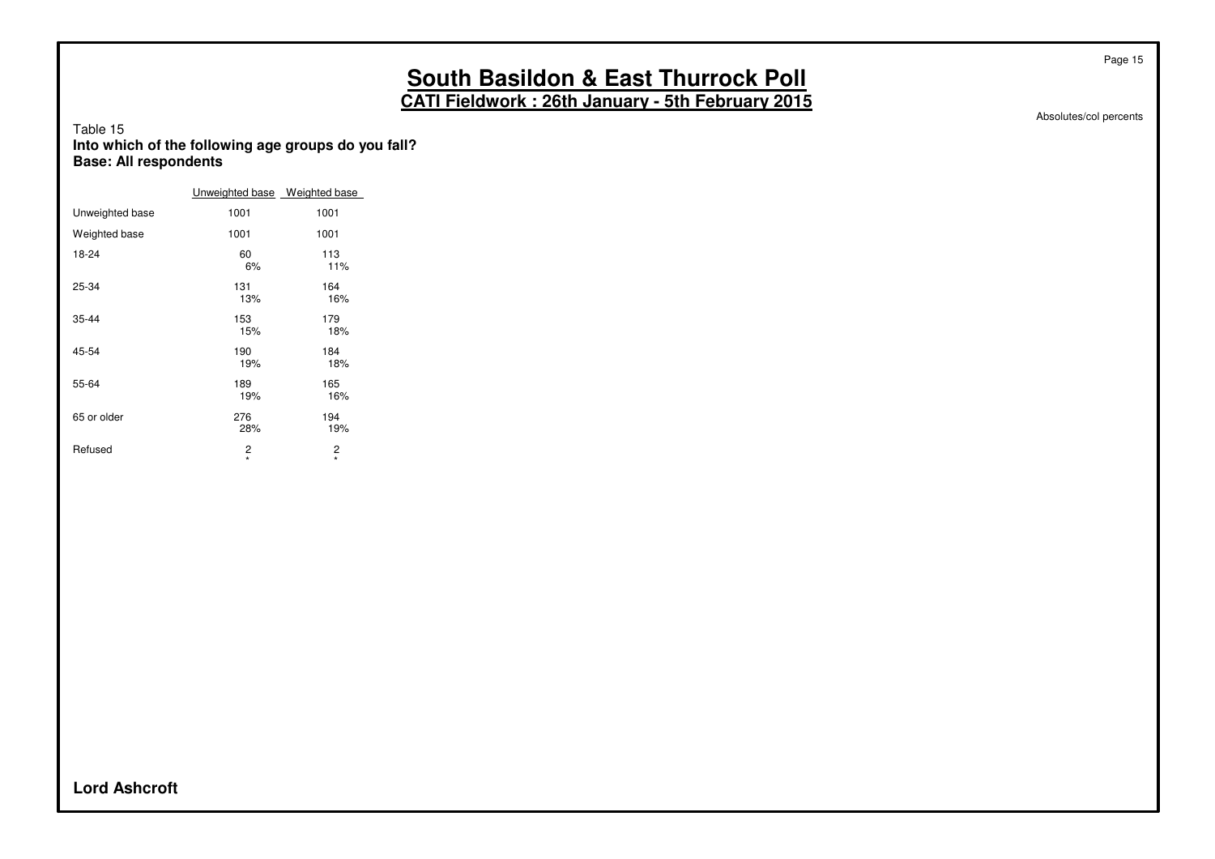# South Basildon & East Thurrock Poll

## CATI Fieldwork : 26th January - 5th February 2015

Absolutes/col percents

Table 15
**Into which of the following age groups do you fall?**
**Base: All respondents**

| | Unweighted base | Weighted base |
|---|---|---|
| Unweighted base | 1001 | 1001 |
| Weighted base | 1001 | 1001 |
| 18-24 | 60<br>6% | 113<br>11% |
| 25-34 | 131<br>13% | 164<br>16% |
| 35-44 | 153<br>15% | 179<br>18% |
| 45-54 | 190<br>19% | 184<br>18% |
| 55-64 | 189<br>19% | 165<br>16% |
| 65 or older | 276<br>28% | 194<br>19% |
| Refused | 2<br>* | 2<br>* |

**Lord Ashcroft**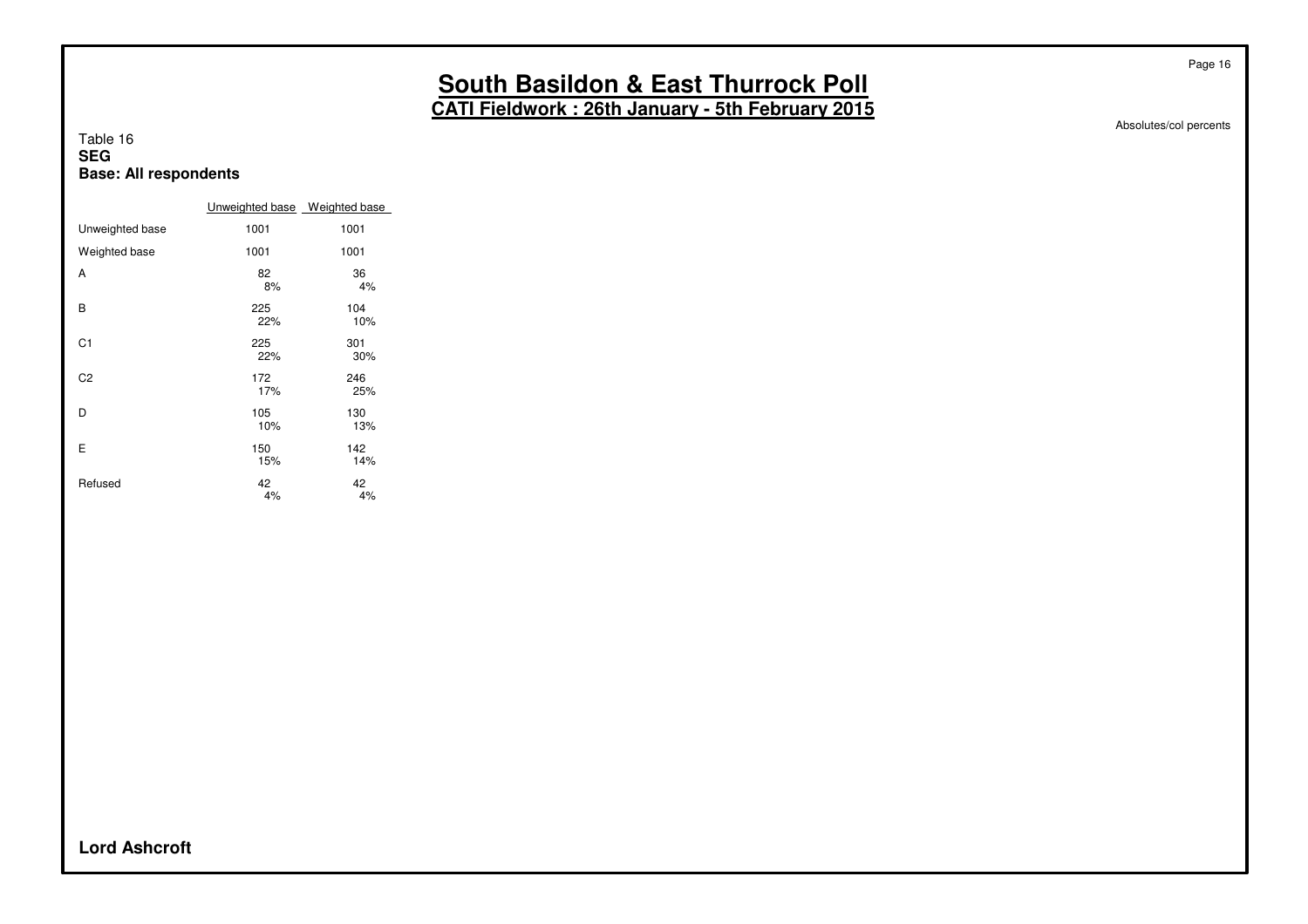# South Basildon & East Thurrock Poll

**CATI Fieldwork : 26th January - 5th February 2015**

Absolutes/col percents

Table 16
**SEG**
**Base: All respondents**

| | Unweighted base | Weighted base |
|---|---|---|
| Unweighted base | 1001 | 1001 |
| Weighted base | 1001 | 1001 |
| A | 82<br>8% | 36<br>4% |
| B | 225<br>22% | 104<br>10% |
| C1 | 225<br>22% | 301<br>30% |
| C2 | 172<br>17% | 246<br>25% |
| D | 105<br>10% | 130<br>13% |
| E | 150<br>15% | 142<br>14% |
| Refused | 42<br>4% | 42<br>4% |

**Lord Ashcroft**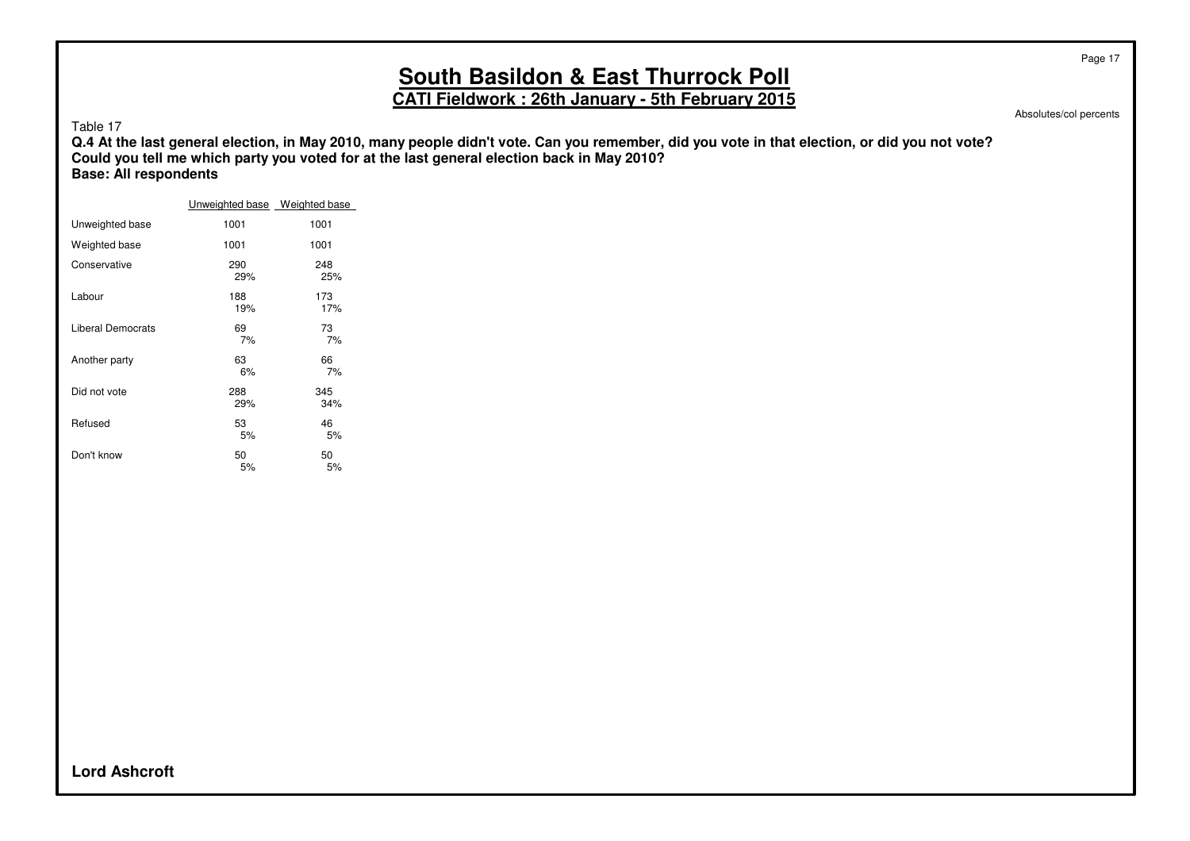# South Basildon & East Thurrock Poll

**CATI Fieldwork : 26th January - 5th February 2015**

Absolutes/col percents

Table 17

**Q.4 At the last general election, in May 2010, many people didn't vote. Can you remember, did you vote in that election, or did you not vote? Could you tell me which party you voted for at the last general election back in May 2010?**
**Base: All respondents**

| | Unweighted base | Weighted base |
|---|---|---|
| Unweighted base | 1001 | 1001 |
| Weighted base | 1001 | 1001 |
| Conservative | 290<br>29% | 248<br>25% |
| Labour | 188<br>19% | 173<br>17% |
| Liberal Democrats | 69<br>7% | 73<br>7% |
| Another party | 63<br>6% | 66<br>7% |
| Did not vote | 288<br>29% | 345<br>34% |
| Refused | 53<br>5% | 46<br>5% |
| Don't know | 50<br>5% | 50<br>5% |

**Lord Ashcroft**